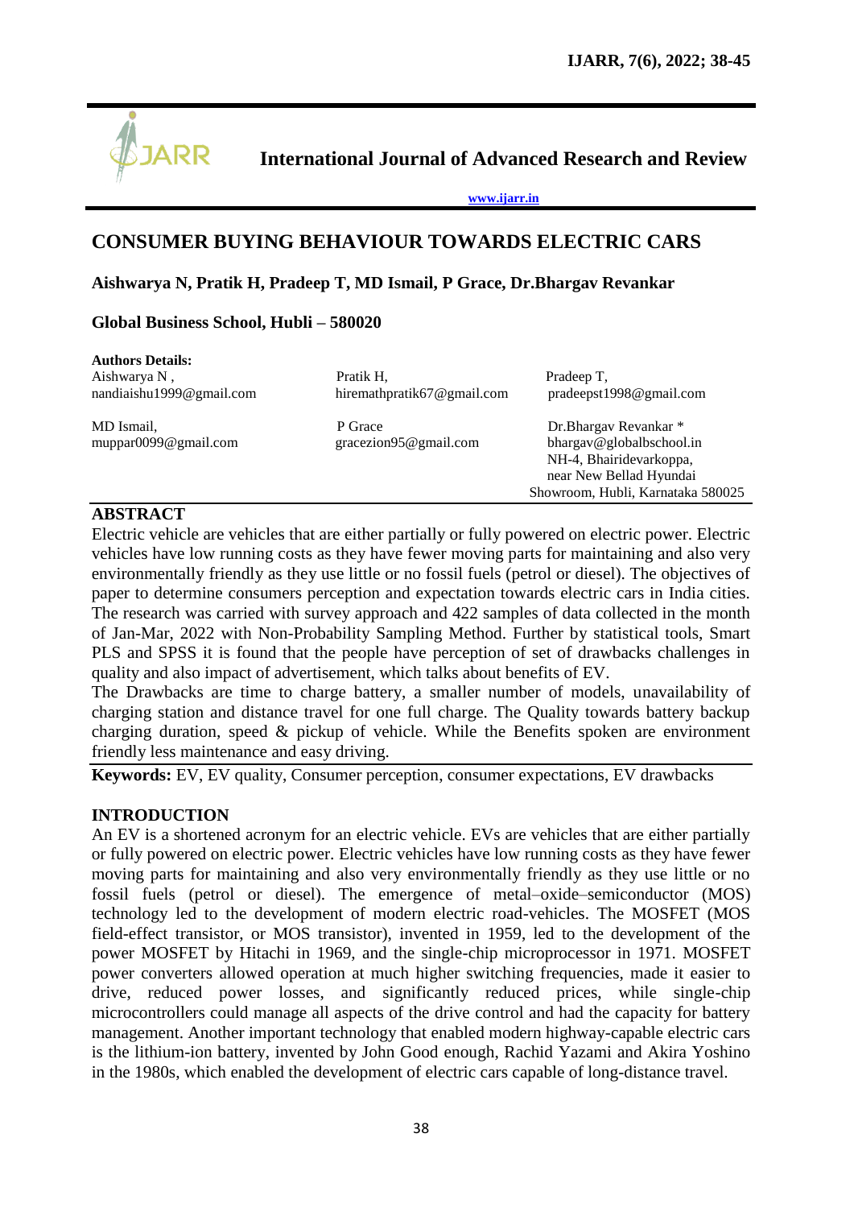# International Journal of Advanced Research and Review

www.ijarr.in

## CONSUMER BUYING BEHAVIOUR TOWARDS ELECTRIC CARS

**Aishwarya N, Pratik H, Pradeep T, MD Ismail, P Grace, Dr.Bhargav Revankar**

**Global Business School, Hubli – 580020**

**Authors Details:**

| | | |
|---|---|---|
| Aishwarya N , nandiaishu1999@gmail.com | Pratik H, hiremathpratik67@gmail.com | Pradeep T, pradeepst1998@gmail.com |
| MD Ismail, muppar0099@gmail.com | P Grace gracezion95@gmail.com | Dr.Bhargav Revankar * bhargav@globalbschool.in NH-4, Bhairidevarkoppa, near New Bellad Hyundai Showroom, Hubli, Karnataka 580025 |

## ABSTRACT

Electric vehicle are vehicles that are either partially or fully powered on electric power. Electric vehicles have low running costs as they have fewer moving parts for maintaining and also very environmentally friendly as they use little or no fossil fuels (petrol or diesel). The objectives of paper to determine consumers perception and expectation towards electric cars in India cities. The research was carried with survey approach and 422 samples of data collected in the month of Jan-Mar, 2022 with Non-Probability Sampling Method. Further by statistical tools, Smart PLS and SPSS it is found that the people have perception of set of drawbacks challenges in quality and also impact of advertisement, which talks about benefits of EV.

The Drawbacks are time to charge battery, a smaller number of models, unavailability of charging station and distance travel for one full charge. The Quality towards battery backup charging duration, speed & pickup of vehicle. While the Benefits spoken are environment friendly less maintenance and easy driving.

**Keywords:** EV, EV quality, Consumer perception, consumer expectations, EV drawbacks

## INTRODUCTION

An EV is a shortened acronym for an electric vehicle. EVs are vehicles that are either partially or fully powered on electric power. Electric vehicles have low running costs as they have fewer moving parts for maintaining and also very environmentally friendly as they use little or no fossil fuels (petrol or diesel). The emergence of metal–oxide–semiconductor (MOS) technology led to the development of modern electric road-vehicles. The MOSFET (MOS field-effect transistor, or MOS transistor), invented in 1959, led to the development of the power MOSFET by Hitachi in 1969, and the single-chip microprocessor in 1971. MOSFET power converters allowed operation at much higher switching frequencies, made it easier to drive, reduced power losses, and significantly reduced prices, while single-chip microcontrollers could manage all aspects of the drive control and had the capacity for battery management. Another important technology that enabled modern highway-capable electric cars is the lithium-ion battery, invented by John Good enough, Rachid Yazami and Akira Yoshino in the 1980s, which enabled the development of electric cars capable of long-distance travel.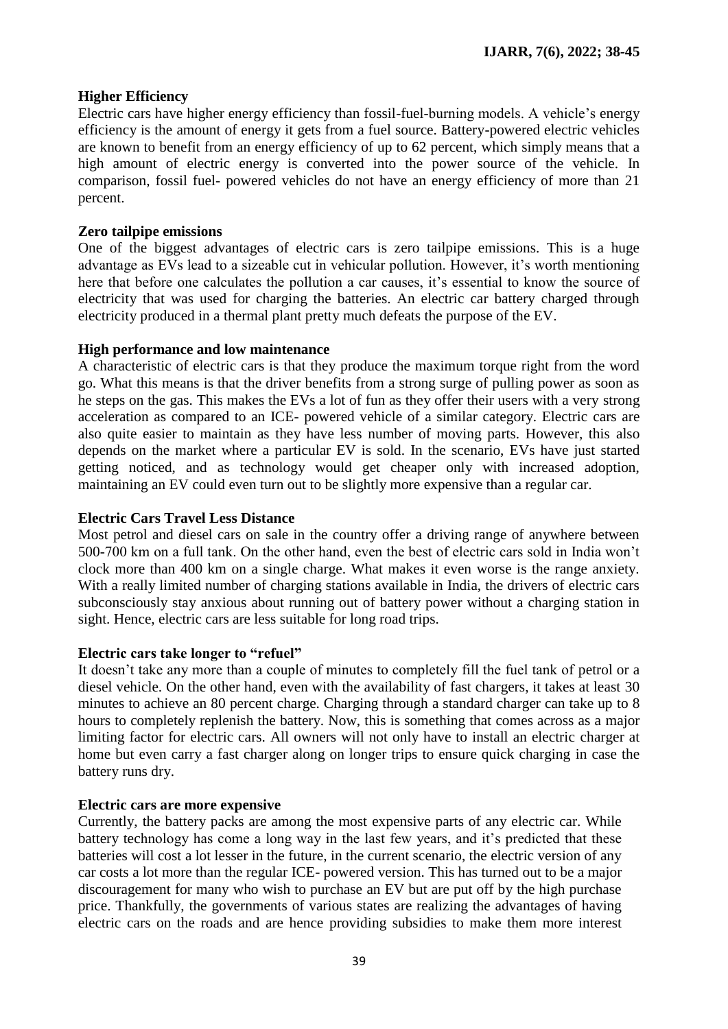**Higher Efficiency**

Electric cars have higher energy efficiency than fossil-fuel-burning models. A vehicle's energy efficiency is the amount of energy it gets from a fuel source. Battery-powered electric vehicles are known to benefit from an energy efficiency of up to 62 percent, which simply means that a high amount of electric energy is converted into the power source of the vehicle. In comparison, fossil fuel- powered vehicles do not have an energy efficiency of more than 21 percent.

**Zero tailpipe emissions**

One of the biggest advantages of electric cars is zero tailpipe emissions. This is a huge advantage as EVs lead to a sizeable cut in vehicular pollution. However, it's worth mentioning here that before one calculates the pollution a car causes, it's essential to know the source of electricity that was used for charging the batteries. An electric car battery charged through electricity produced in a thermal plant pretty much defeats the purpose of the EV.

**High performance and low maintenance**

A characteristic of electric cars is that they produce the maximum torque right from the word go. What this means is that the driver benefits from a strong surge of pulling power as soon as he steps on the gas. This makes the EVs a lot of fun as they offer their users with a very strong acceleration as compared to an ICE- powered vehicle of a similar category. Electric cars are also quite easier to maintain as they have less number of moving parts. However, this also depends on the market where a particular EV is sold. In the scenario, EVs have just started getting noticed, and as technology would get cheaper only with increased adoption, maintaining an EV could even turn out to be slightly more expensive than a regular car.

**Electric Cars Travel Less Distance**

Most petrol and diesel cars on sale in the country offer a driving range of anywhere between 500-700 km on a full tank. On the other hand, even the best of electric cars sold in India won't clock more than 400 km on a single charge. What makes it even worse is the range anxiety. With a really limited number of charging stations available in India, the drivers of electric cars subconsciously stay anxious about running out of battery power without a charging station in sight. Hence, electric cars are less suitable for long road trips.

**Electric cars take longer to "refuel"**

It doesn't take any more than a couple of minutes to completely fill the fuel tank of petrol or a diesel vehicle. On the other hand, even with the availability of fast chargers, it takes at least 30 minutes to achieve an 80 percent charge. Charging through a standard charger can take up to 8 hours to completely replenish the battery. Now, this is something that comes across as a major limiting factor for electric cars. All owners will not only have to install an electric charger at home but even carry a fast charger along on longer trips to ensure quick charging in case the battery runs dry.

**Electric cars are more expensive**

Currently, the battery packs are among the most expensive parts of any electric car. While battery technology has come a long way in the last few years, and it's predicted that these batteries will cost a lot lesser in the future, in the current scenario, the electric version of any car costs a lot more than the regular ICE- powered version. This has turned out to be a major discouragement for many who wish to purchase an EV but are put off by the high purchase price. Thankfully, the governments of various states are realizing the advantages of having electric cars on the roads and are hence providing subsidies to make them more interest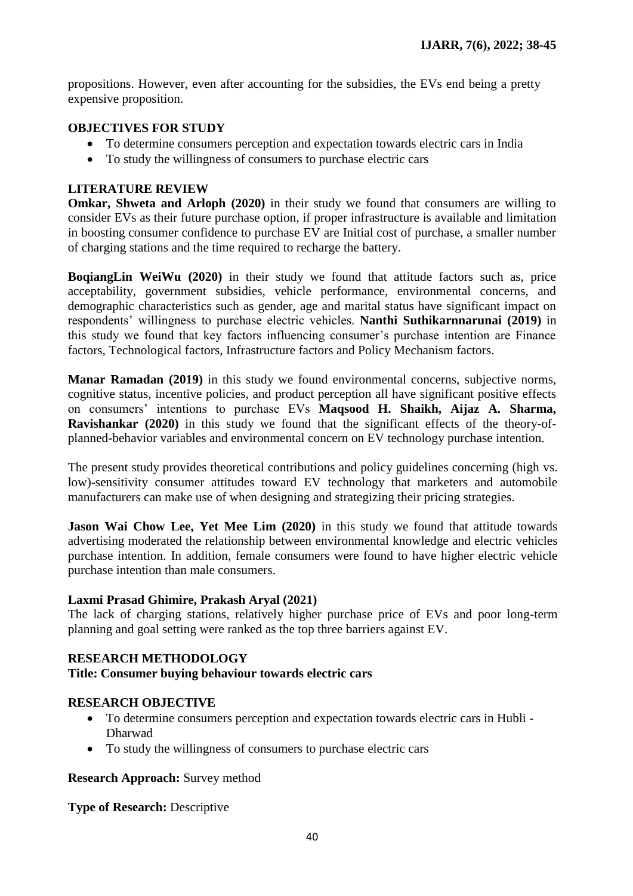propositions. However, even after accounting for the subsidies, the EVs end being a pretty expensive proposition.

## OBJECTIVES FOR STUDY

- To determine consumers perception and expectation towards electric cars in India
- To study the willingness of consumers to purchase electric cars

## LITERATURE REVIEW

**Omkar, Shweta and Arloph (2020)** in their study we found that consumers are willing to consider EVs as their future purchase option, if proper infrastructure is available and limitation in boosting consumer confidence to purchase EV are Initial cost of purchase, a smaller number of charging stations and the time required to recharge the battery.

**BoqiangLin WeiWu (2020)** in their study we found that attitude factors such as, price acceptability, government subsidies, vehicle performance, environmental concerns, and demographic characteristics such as gender, age and marital status have significant impact on respondents' willingness to purchase electric vehicles. **Nanthi Suthikarnnarunai (2019)** in this study we found that key factors influencing consumer's purchase intention are Finance factors, Technological factors, Infrastructure factors and Policy Mechanism factors.

**Manar Ramadan (2019)** in this study we found environmental concerns, subjective norms, cognitive status, incentive policies, and product perception all have significant positive effects on consumers' intentions to purchase EVs **Maqsood H. Shaikh, Aijaz A. Sharma, Ravishankar (2020)** in this study we found that the significant effects of the theory-of-planned-behavior variables and environmental concern on EV technology purchase intention.

The present study provides theoretical contributions and policy guidelines concerning (high vs. low)-sensitivity consumer attitudes toward EV technology that marketers and automobile manufacturers can make use of when designing and strategizing their pricing strategies.

**Jason Wai Chow Lee, Yet Mee Lim (2020)** in this study we found that attitude towards advertising moderated the relationship between environmental knowledge and electric vehicles purchase intention. In addition, female consumers were found to have higher electric vehicle purchase intention than male consumers.

### Laxmi Prasad Ghimire, Prakash Aryal (2021)

The lack of charging stations, relatively higher purchase price of EVs and poor long-term planning and goal setting were ranked as the top three barriers against EV.

## RESEARCH METHODOLOGY

**Title: Consumer buying behaviour towards electric cars**

## RESEARCH OBJECTIVE

- To determine consumers perception and expectation towards electric cars in Hubli - Dharwad
- To study the willingness of consumers to purchase electric cars

**Research Approach:** Survey method

**Type of Research:** Descriptive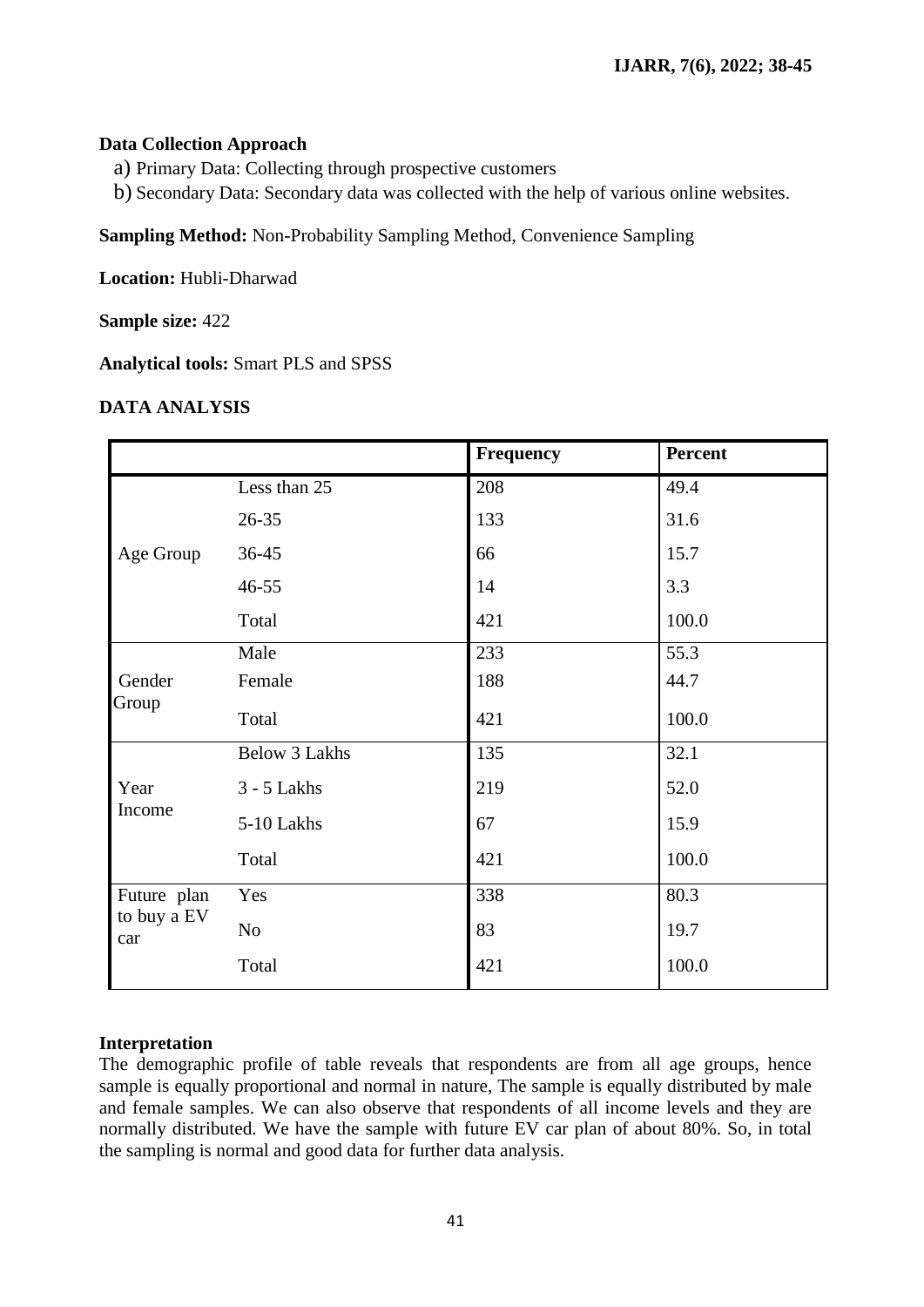**Data Collection Approach**

a) Primary Data: Collecting through prospective customers

b) Secondary Data: Secondary data was collected with the help of various online websites.

**Sampling Method:** Non-Probability Sampling Method, Convenience Sampling

**Location:** Hubli-Dharwad

**Sample size:** 422

**Analytical tools:** Smart PLS and SPSS

## DATA ANALYSIS

| | | Frequency | Percent |
|---|---|---|---|
| Age Group | Less than 25 | 208 | 49.4 |
| | 26-35 | 133 | 31.6 |
| | 36-45 | 66 | 15.7 |
| | 46-55 | 14 | 3.3 |
| | Total | 421 | 100.0 |
| Gender Group | Male | 233 | 55.3 |
| | Female | 188 | 44.7 |
| | Total | 421 | 100.0 |
| Year Income | Below 3 Lakhs | 135 | 32.1 |
| | 3 - 5 Lakhs | 219 | 52.0 |
| | 5-10 Lakhs | 67 | 15.9 |
| | Total | 421 | 100.0 |
| Future plan to buy a EV car | Yes | 338 | 80.3 |
| | No | 83 | 19.7 |
| | Total | 421 | 100.0 |

**Interpretation**

The demographic profile of table reveals that respondents are from all age groups, hence sample is equally proportional and normal in nature, The sample is equally distributed by male and female samples. We can also observe that respondents of all income levels and they are normally distributed. We have the sample with future EV car plan of about 80%. So, in total the sampling is normal and good data for further data analysis.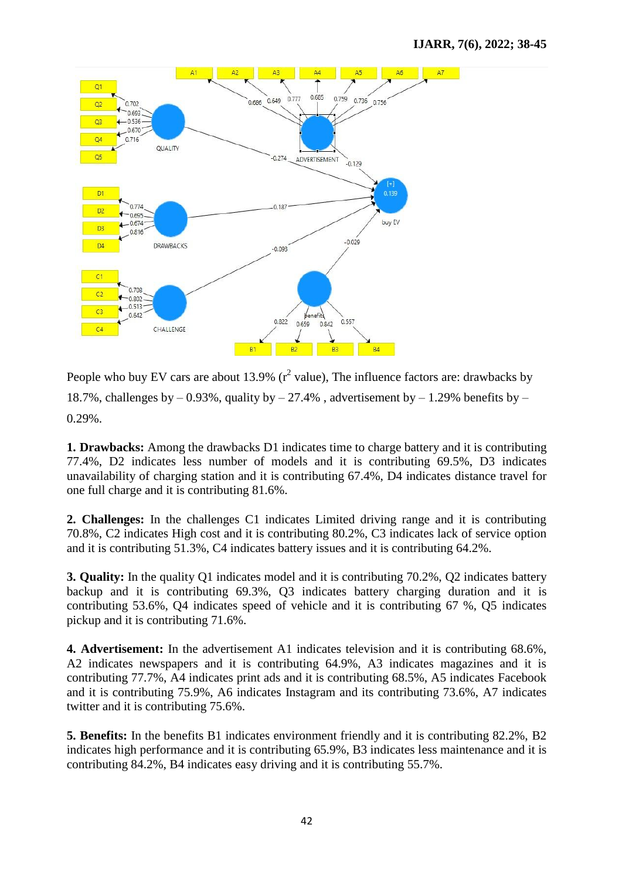A1 A2 A3 A4 A5 A6 A7

Q1 Q2 Q3 Q4 Q5

0.702 0.693 0.536 0.670 0.716

QUALITY

0.686 0.649 0.777 0.685 0.759 0.736 0.756

ADVERTISEMENT

-0.274

-0.129

[+] 0.139

buy EV

D1 D2 D3 D4

0.774 0.695 0.674 0.816

DRAWBACKS

0.187

-0.093

-0.029

C1 C2 C3 C4

0.708 0.802 0.513 0.642

CHALLENGE

benefits

0.822 0.659 0.842 0.557

B1 B2 B3 B4

People who buy EV cars are about 13.9% ($r^2$ value), The influence factors are: drawbacks by 18.7%, challenges by – 0.93%, quality by – 27.4% , advertisement by – 1.29% benefits by – 0.29%.

**1. Drawbacks:** Among the drawbacks D1 indicates time to charge battery and it is contributing 77.4%, D2 indicates less number of models and it is contributing 69.5%, D3 indicates unavailability of charging station and it is contributing 67.4%, D4 indicates distance travel for one full charge and it is contributing 81.6%.

**2. Challenges:** In the challenges C1 indicates Limited driving range and it is contributing 70.8%, C2 indicates High cost and it is contributing 80.2%, C3 indicates lack of service option and it is contributing 51.3%, C4 indicates battery issues and it is contributing 64.2%.

**3. Quality:** In the quality Q1 indicates model and it is contributing 70.2%, Q2 indicates battery backup and it is contributing 69.3%, Q3 indicates battery charging duration and it is contributing 53.6%, Q4 indicates speed of vehicle and it is contributing 67 %, Q5 indicates pickup and it is contributing 71.6%.

**4. Advertisement:** In the advertisement A1 indicates television and it is contributing 68.6%, A2 indicates newspapers and it is contributing 64.9%, A3 indicates magazines and it is contributing 77.7%, A4 indicates print ads and it is contributing 68.5%, A5 indicates Facebook and it is contributing 75.9%, A6 indicates Instagram and its contributing 73.6%, A7 indicates twitter and it is contributing 75.6%.

**5. Benefits:** In the benefits B1 indicates environment friendly and it is contributing 82.2%, B2 indicates high performance and it is contributing 65.9%, B3 indicates less maintenance and it is contributing 84.2%, B4 indicates easy driving and it is contributing 55.7%.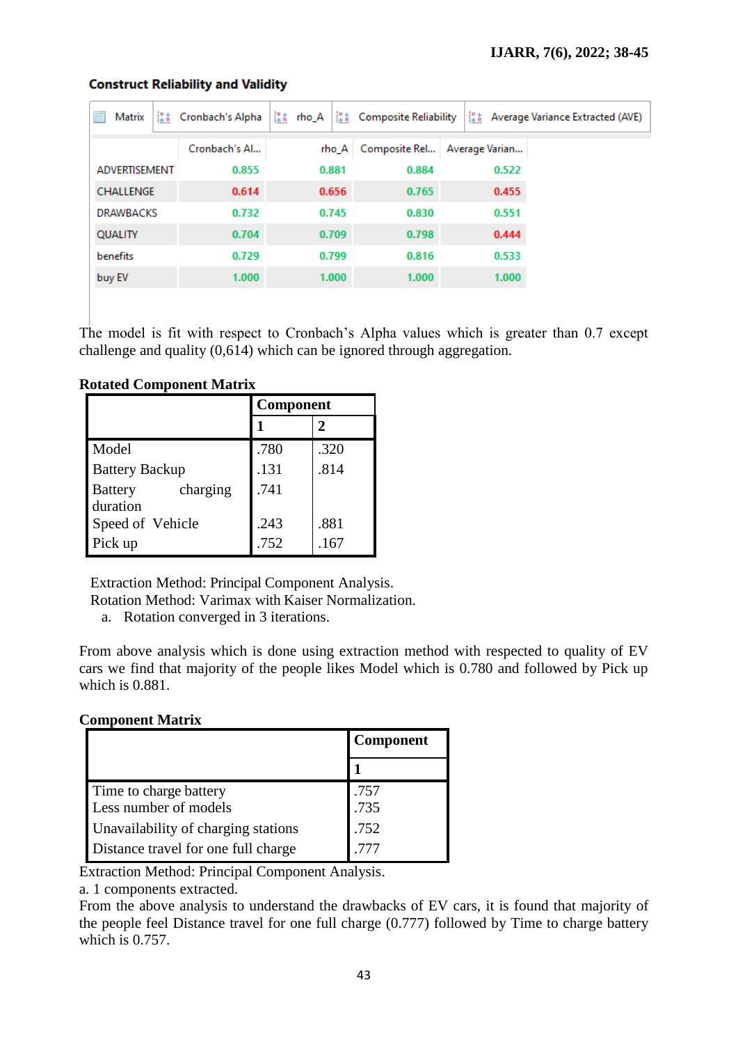**Construct Reliability and Validity**

| Matrix | Cronbach's Alpha | rho_A | Composite Reliability | Average Variance Extracted (AVE) |
|---|---|---|---|---|
| | Cronbach's Al... | rho_A | Composite Rel... | Average Varian... |
| ADVERTISEMENT | 0.855 | 0.881 | 0.884 | 0.522 |
| CHALLENGE | 0.614 | 0.656 | 0.765 | 0.455 |
| DRAWBACKS | 0.732 | 0.745 | 0.830 | 0.551 |
| QUALITY | 0.704 | 0.709 | 0.798 | 0.444 |
| benefits | 0.729 | 0.799 | 0.816 | 0.533 |
| buy EV | 1.000 | 1.000 | 1.000 | 1.000 |

The model is fit with respect to Cronbach's Alpha values which is greater than 0.7 except challenge and quality (0,614) which can be ignored through aggregation.

**Rotated Component Matrix**

| | Component | |
|---|---|---|
| | 1 | 2 |
| Model | .780 | .320 |
| Battery Backup | .131 | .814 |
| Battery charging duration | .741 | |
| Speed of Vehicle | .243 | .881 |
| Pick up | .752 | .167 |

Extraction Method: Principal Component Analysis.
Rotation Method: Varimax with Kaiser Normalization.

a. Rotation converged in 3 iterations.

From above analysis which is done using extraction method with respected to quality of EV cars we find that majority of the people likes Model which is 0.780 and followed by Pick up which is 0.881.

**Component Matrix**

| | Component |
|---|---|
| | 1 |
| Time to charge battery | .757 |
| Less number of models | .735 |
| Unavailability of charging stations | .752 |
| Distance travel for one full charge | .777 |

Extraction Method: Principal Component Analysis.
a. 1 components extracted.
From the above analysis to understand the drawbacks of EV cars, it is found that majority of the people feel Distance travel for one full charge (0.777) followed by Time to charge battery which is 0.757.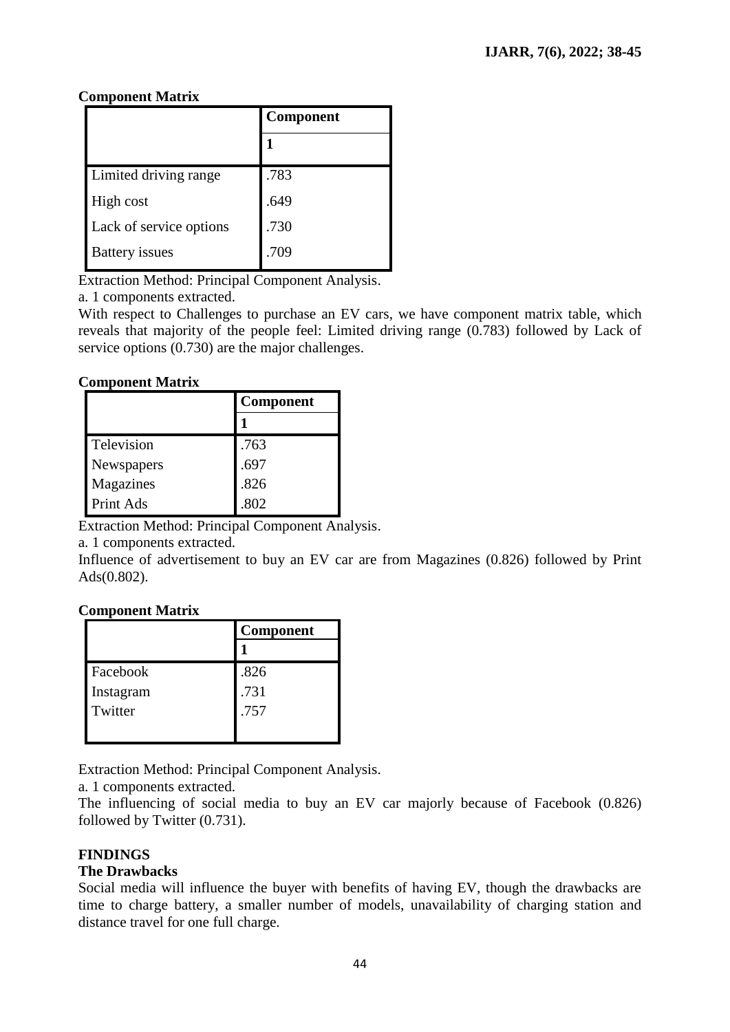**Component Matrix**

| | Component |
|---|---|
| | 1 |
| Limited driving range | .783 |
| High cost | .649 |
| Lack of service options | .730 |
| Battery issues | .709 |

Extraction Method: Principal Component Analysis.

a. 1 components extracted.

With respect to Challenges to purchase an EV cars, we have component matrix table, which reveals that majority of the people feel: Limited driving range (0.783) followed by Lack of service options (0.730) are the major challenges.

**Component Matrix**

| | Component |
|---|---|
| | 1 |
| Television | .763 |
| Newspapers | .697 |
| Magazines | .826 |
| Print Ads | .802 |

Extraction Method: Principal Component Analysis.

a. 1 components extracted.

Influence of advertisement to buy an EV car are from Magazines (0.826) followed by Print Ads(0.802).

**Component Matrix**

| | Component |
|---|---|
| | 1 |
| Facebook | .826 |
| Instagram | .731 |
| Twitter | .757 |

Extraction Method: Principal Component Analysis.

a. 1 components extracted.

The influencing of social media to buy an EV car majorly because of Facebook (0.826) followed by Twitter (0.731).

## FINDINGS

### The Drawbacks

Social media will influence the buyer with benefits of having EV, though the drawbacks are time to charge battery, a smaller number of models, unavailability of charging station and distance travel for one full charge.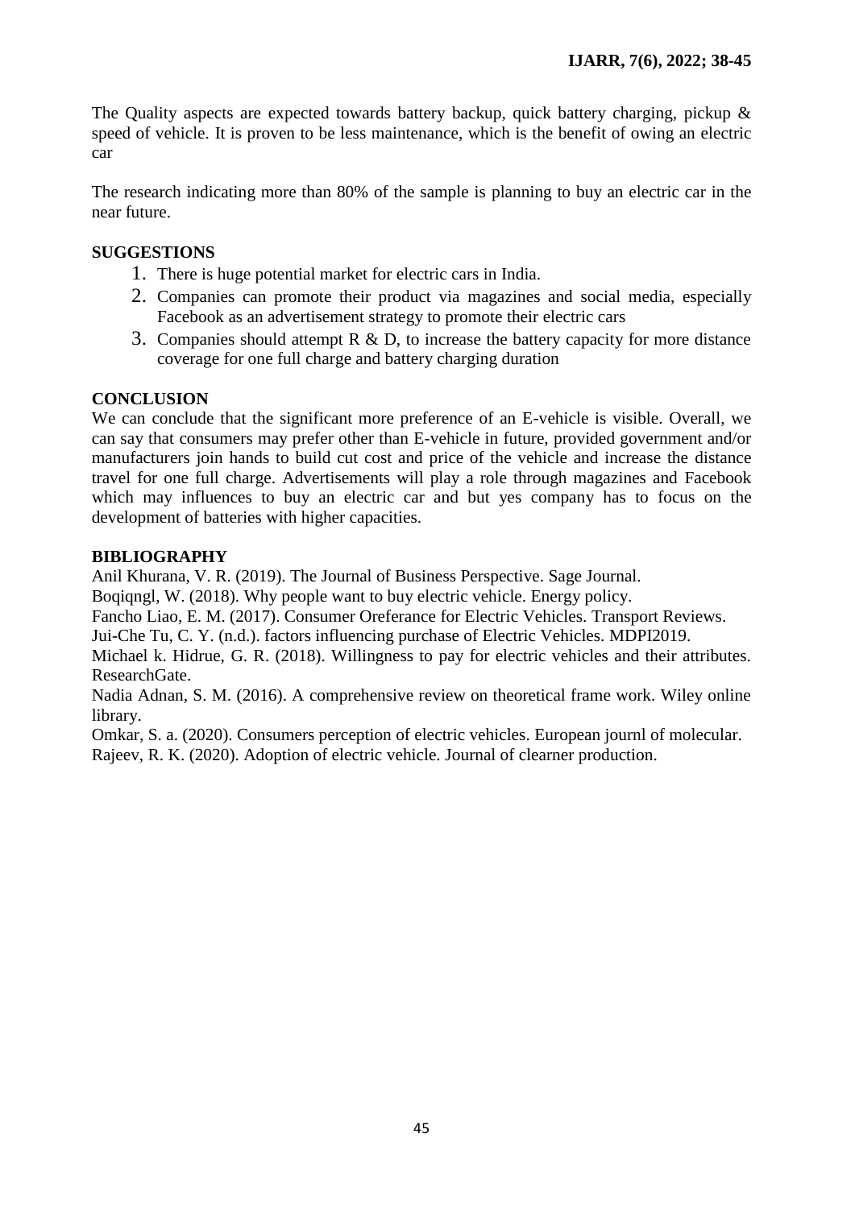The Quality aspects are expected towards battery backup, quick battery charging, pickup & speed of vehicle. It is proven to be less maintenance, which is the benefit of owing an electric car

The research indicating more than 80% of the sample is planning to buy an electric car in the near future.

## SUGGESTIONS

1. There is huge potential market for electric cars in India.
2. Companies can promote their product via magazines and social media, especially Facebook as an advertisement strategy to promote their electric cars
3. Companies should attempt R & D, to increase the battery capacity for more distance coverage for one full charge and battery charging duration

## CONCLUSION

We can conclude that the significant more preference of an E-vehicle is visible. Overall, we can say that consumers may prefer other than E-vehicle in future, provided government and/or manufacturers join hands to build cut cost and price of the vehicle and increase the distance travel for one full charge. Advertisements will play a role through magazines and Facebook which may influences to buy an electric car and but yes company has to focus on the development of batteries with higher capacities.

## BIBLIOGRAPHY

Anil Khurana, V. R. (2019). The Journal of Business Perspective. Sage Journal.

Boqiqngl, W. (2018). Why people want to buy electric vehicle. Energy policy.

Fancho Liao, E. M. (2017). Consumer Oreferance for Electric Vehicles. Transport Reviews.

Jui-Che Tu, C. Y. (n.d.). factors influencing purchase of Electric Vehicles. MDPI2019.

Michael k. Hidrue, G. R. (2018). Willingness to pay for electric vehicles and their attributes. ResearchGate.

Nadia Adnan, S. M. (2016). A comprehensive review on theoretical frame work. Wiley online library.

Omkar, S. a. (2020). Consumers perception of electric vehicles. European journl of molecular.

Rajeev, R. K. (2020). Adoption of electric vehicle. Journal of clearner production.